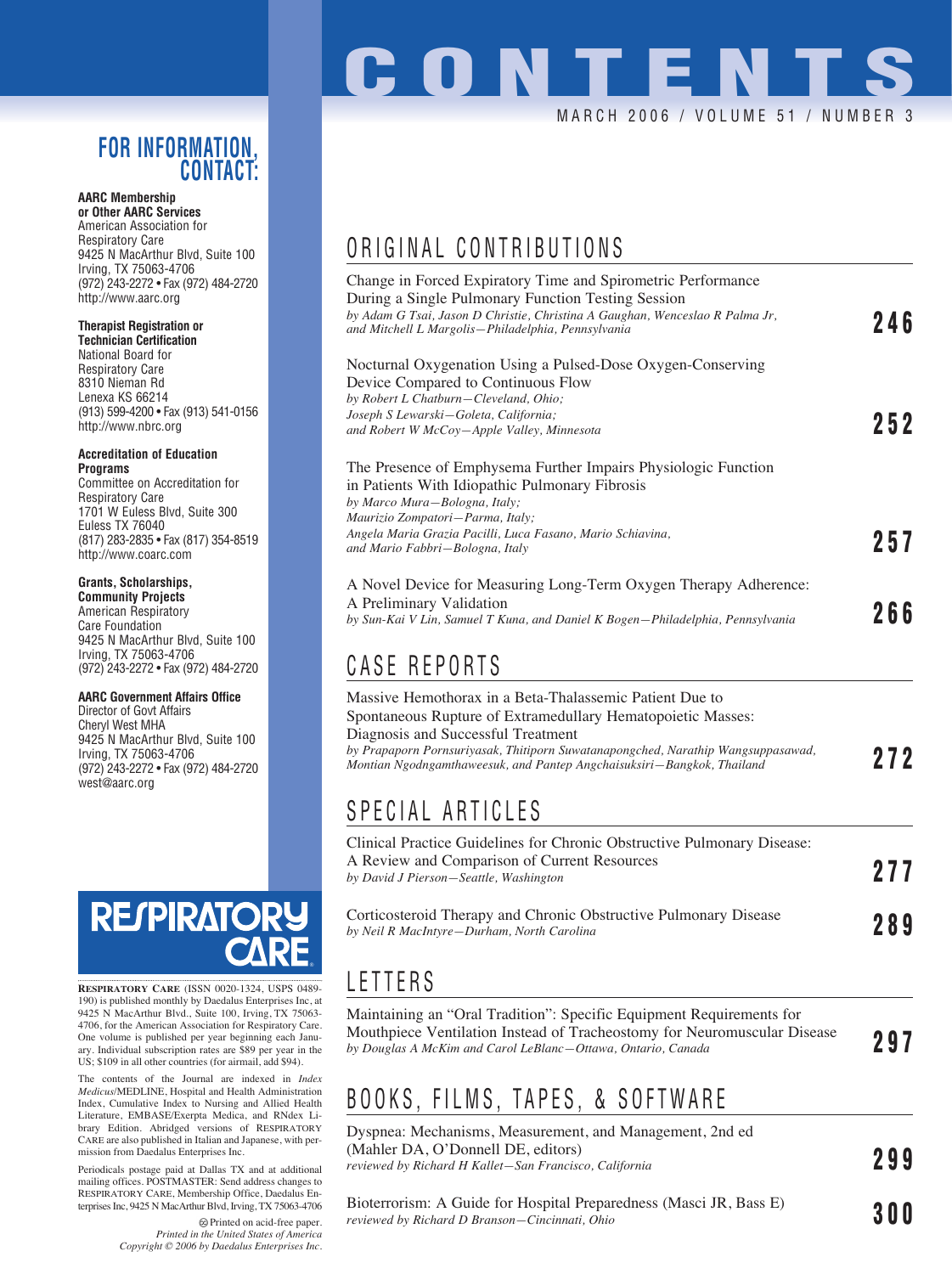# CONTENTS

MARCH 2006 / VOLUME 51 / NUMBER 3

## ORIGINAL CONTRIBUTIONS

Change in Forced Expiratory Time and Spirometric Performance During a Single Pulmonary Function Testing Session
*by Adam G Tsai, Jason D Christie, Christina A Gaughan, Wenceslao R Palma Jr, and Mitchell L Margolis—Philadelphia, Pennsylvania* **246**

Nocturnal Oxygenation Using a Pulsed-Dose Oxygen-Conserving Device Compared to Continuous Flow
*by Robert L Chatburn—Cleveland, Ohio; Joseph S Lewarski—Goleta, California; and Robert W McCoy—Apple Valley, Minnesota* **252**

The Presence of Emphysema Further Impairs Physiologic Function in Patients With Idiopathic Pulmonary Fibrosis
*by Marco Mura—Bologna, Italy; Maurizio Zompatori—Parma, Italy; Angela Maria Grazia Pacilli, Luca Fasano, Mario Schiavina, and Mario Fabbri—Bologna, Italy* **257**

A Novel Device for Measuring Long-Term Oxygen Therapy Adherence: A Preliminary Validation
*by Sun-Kai V Lin, Samuel T Kuna, and Daniel K Bogen—Philadelphia, Pennsylvania* **266**

## CASE REPORTS

Massive Hemothorax in a Beta-Thalassemic Patient Due to Spontaneous Rupture of Extramedullary Hematopoietic Masses: Diagnosis and Successful Treatment
*by Prapaporn Pornsuriyasak, Thitiporn Suwatanapongched, Narathip Wangsuppasawad, Montian Ngodngamthaweesuk, and Pantep Angchaisuksiri—Bangkok, Thailand* **272**

## SPECIAL ARTICLES

Clinical Practice Guidelines for Chronic Obstructive Pulmonary Disease: A Review and Comparison of Current Resources
*by David J Pierson—Seattle, Washington* **277**

Corticosteroid Therapy and Chronic Obstructive Pulmonary Disease
*by Neil R MacIntyre—Durham, North Carolina* **289**

## LETTERS

Maintaining an "Oral Tradition": Specific Equipment Requirements for Mouthpiece Ventilation Instead of Tracheostomy for Neuromuscular Disease
*by Douglas A McKim and Carol LeBlanc—Ottawa, Ontario, Canada* **297**

## BOOKS, FILMS, TAPES, & SOFTWARE

Dyspnea: Mechanisms, Measurement, and Management, 2nd ed (Mahler DA, O'Donnell DE, editors)
*reviewed by Richard H Kallet—San Francisco, California* **299**

Bioterrorism: A Guide for Hospital Preparedness (Masci JR, Bass E)
*reviewed by Richard D Branson—Cincinnati, Ohio* **300**

## FOR INFORMATION, CONTACT:

**AARC Membership or Other AARC Services**
American Association for Respiratory Care
9425 N MacArthur Blvd, Suite 100
Irving, TX 75063-4706
(972) 243-2272 • Fax (972) 484-2720
http://www.aarc.org

**Therapist Registration or Technician Certification**
National Board for Respiratory Care
8310 Nieman Rd
Lenexa KS 66214
(913) 599-4200 • Fax (913) 541-0156
http://www.nbrc.org

**Accreditation of Education Programs**
Committee on Accreditation for Respiratory Care
1701 W Euless Blvd, Suite 300
Euless TX 76040
(817) 283-2835 • Fax (817) 354-8519
http://www.coarc.com

**Grants, Scholarships, Community Projects**
American Respiratory Care Foundation
9425 N MacArthur Blvd, Suite 100
Irving, TX 75063-4706
(972) 243-2272 • Fax (972) 484-2720

**AARC Government Affairs Office**
Director of Govt Affairs
Cheryl West MHA
9425 N MacArthur Blvd, Suite 100
Irving, TX 75063-4706
(972) 243-2272 • Fax (972) 484-2720
west@aarc.org

**RESPIRATORY CARE**

**RESPIRATORY CARE** (ISSN 0020-1324, USPS 0489-190) is published monthly by Daedalus Enterprises Inc, at 9425 N MacArthur Blvd., Suite 100, Irving, TX 75063-4706, for the American Association for Respiratory Care. One volume is published per year beginning each January. Individual subscription rates are $89 per year in the US; $109 in all other countries (for airmail, add $94).

The contents of the Journal are indexed in *Index Medicus*/MEDLINE, Hospital and Health Administration Index, Cumulative Index to Nursing and Allied Health Literature, EMBASE/Exerpta Medica, and RNdex Library Edition. Abridged versions of RESPIRATORY CARE are also published in Italian and Japanese, with permission from Daedalus Enterprises Inc.

Periodicals postage paid at Dallas TX and at additional mailing offices. POSTMASTER: Send address changes to RESPIRATORY CARE, Membership Office, Daedalus Enterprises Inc, 9425 N MacArthur Blvd, Irving, TX 75063-4706

Printed on acid-free paper.
*Printed in the United States of America*
*Copyright © 2006 by Daedalus Enterprises Inc.*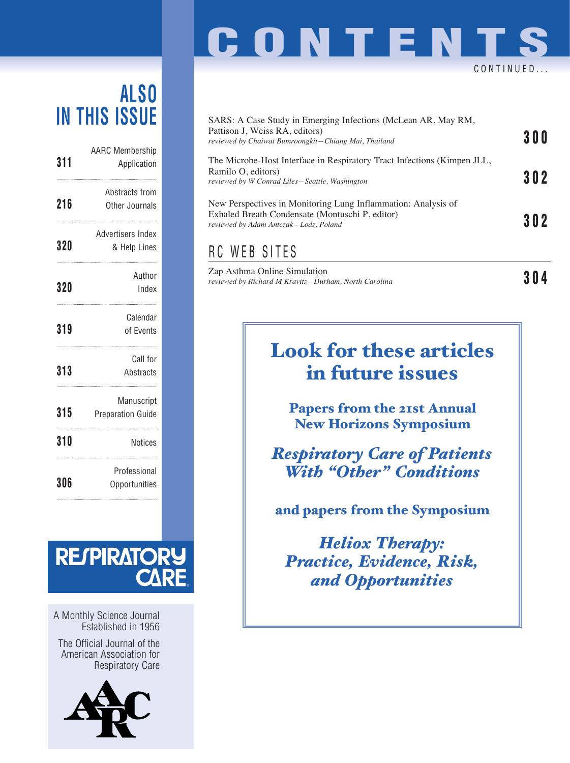# CONTENTS

CONTINUED...

SARS: A Case Study in Emerging Infections (McLean AR, May RM, Pattison J, Weiss RA, editors)
*reviewed by Chaiwat Bumroongkit—Chiang Mai, Thailand* — **300**

The Microbe-Host Interface in Respiratory Tract Infections (Kimpen JLL, Ramilo O, editors)
*reviewed by W Conrad Liles—Seattle, Washington* — **302**

New Perspectives in Monitoring Lung Inflammation: Analysis of Exhaled Breath Condensate (Montuschi P, editor)
*reviewed by Adam Antczak—Lodz, Poland* — **302**

## RC WEB SITES

Zap Asthma Online Simulation
*reviewed by Richard M Kravitz—Durham, North Carolina* — **304**

## Look for these articles in future issues

**Papers from the 21st Annual New Horizons Symposium**

***Respiratory Care of Patients With "Other" Conditions***

**and papers from the Symposium**

***Heliox Therapy: Practice, Evidence, Risk, and Opportunities***

## ALSO IN THIS ISSUE

| | |
|---|---|
| 311 | AARC Membership Application |
| 216 | Abstracts from Other Journals |
| 320 | Advertisers Index & Help Lines |
| 320 | Author Index |
| 319 | Calendar of Events |
| 313 | Call for Abstracts |
| 315 | Manuscript Preparation Guide |
| 310 | Notices |
| 306 | Professional Opportunities |

RESPIRATORY CARE

A Monthly Science Journal Established in 1956

The Official Journal of the American Association for Respiratory Care

AARC